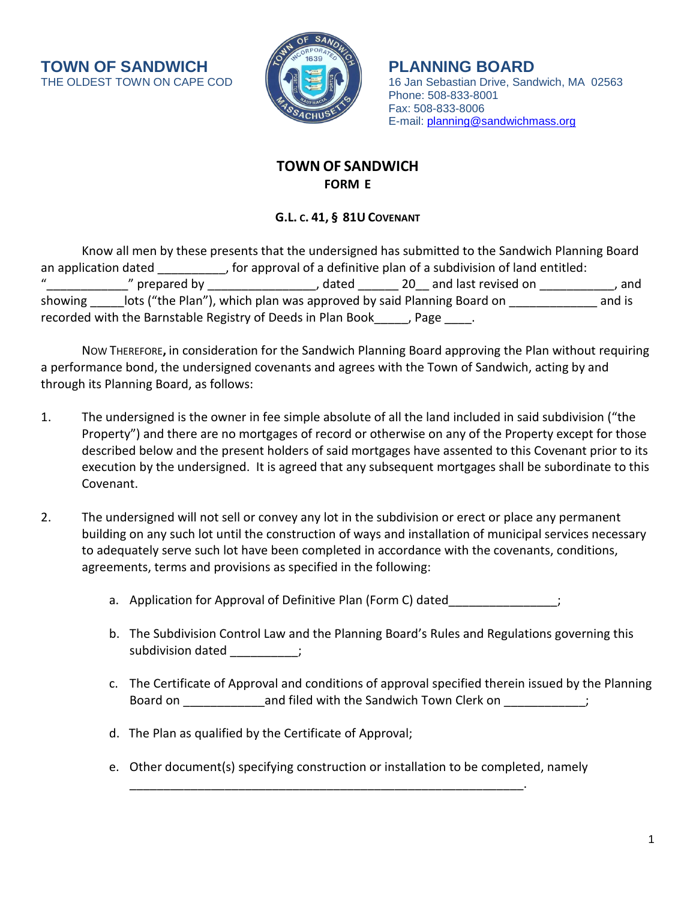**TOWN OF SANDWICH**
THE OLDEST TOWN ON CAPE COD

**PLANNING BOARD**
16 Jan Sebastian Drive, Sandwich, MA 02563
Phone: 508-833-8001
Fax: 508-833-8006
E-mail: planning@sandwichmass.org

# TOWN OF SANDWICH
## FORM E

### G.L. C. 41, § 81U COVENANT

Know all men by these presents that the undersigned has submitted to the Sandwich Planning Board an application dated __________, for approval of a definitive plan of a subdivision of land entitled: "____________" prepared by ________________, dated ______ 20__ and last revised on ___________, and showing _____lots ("the Plan"), which plan was approved by said Planning Board on _____________ and is recorded with the Barnstable Registry of Deeds in Plan Book_____, Page ____.

NOW THEREFORE**,** in consideration for the Sandwich Planning Board approving the Plan without requiring a performance bond, the undersigned covenants and agrees with the Town of Sandwich, acting by and through its Planning Board, as follows:

1. The undersigned is the owner in fee simple absolute of all the land included in said subdivision ("the Property") and there are no mortgages of record or otherwise on any of the Property except for those described below and the present holders of said mortgages have assented to this Covenant prior to its execution by the undersigned. It is agreed that any subsequent mortgages shall be subordinate to this Covenant.

2. The undersigned will not sell or convey any lot in the subdivision or erect or place any permanent building on any such lot until the construction of ways and installation of municipal services necessary to adequately serve such lot have been completed in accordance with the covenants, conditions, agreements, terms and provisions as specified in the following:

   a. Application for Approval of Definitive Plan (Form C) dated________________;

   b. The Subdivision Control Law and the Planning Board's Rules and Regulations governing this subdivision dated __________;

   c. The Certificate of Approval and conditions of approval specified therein issued by the Planning Board on ____________and filed with the Sandwich Town Clerk on ____________;

   d. The Plan as qualified by the Certificate of Approval;

   e. Other document(s) specifying construction or installation to be completed, namely ____________________________________________________________.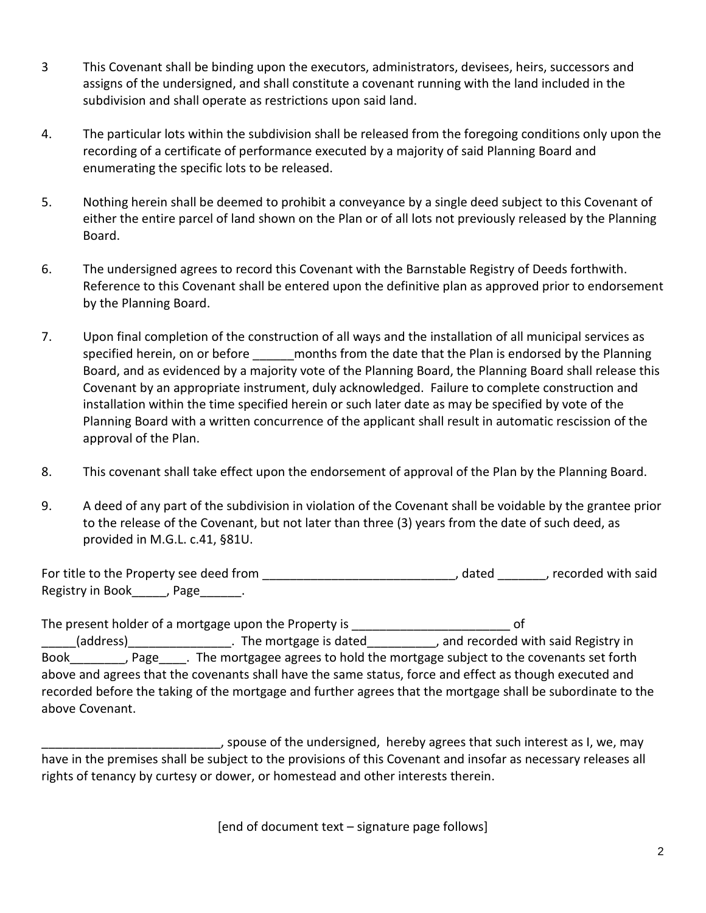3 This Covenant shall be binding upon the executors, administrators, devisees, heirs, successors and assigns of the undersigned, and shall constitute a covenant running with the land included in the subdivision and shall operate as restrictions upon said land.

4. The particular lots within the subdivision shall be released from the foregoing conditions only upon the recording of a certificate of performance executed by a majority of said Planning Board and enumerating the specific lots to be released.

5. Nothing herein shall be deemed to prohibit a conveyance by a single deed subject to this Covenant of either the entire parcel of land shown on the Plan or of all lots not previously released by the Planning Board.

6. The undersigned agrees to record this Covenant with the Barnstable Registry of Deeds forthwith. Reference to this Covenant shall be entered upon the definitive plan as approved prior to endorsement by the Planning Board.

7. Upon final completion of the construction of all ways and the installation of all municipal services as specified herein, on or before ______months from the date that the Plan is endorsed by the Planning Board, and as evidenced by a majority vote of the Planning Board, the Planning Board shall release this Covenant by an appropriate instrument, duly acknowledged. Failure to complete construction and installation within the time specified herein or such later date as may be specified by vote of the Planning Board with a written concurrence of the applicant shall result in automatic rescission of the approval of the Plan.

8. This covenant shall take effect upon the endorsement of approval of the Plan by the Planning Board.

9. A deed of any part of the subdivision in violation of the Covenant shall be voidable by the grantee prior to the release of the Covenant, but not later than three (3) years from the date of such deed, as provided in M.G.L. c.41, §81U.

For title to the Property see deed from ____________________________, dated _______, recorded with said Registry in Book_____, Page______.

The present holder of a mortgage upon the Property is _______________________ of _____(address)_______________. The mortgage is dated__________, and recorded with said Registry in Book________, Page____. The mortgagee agrees to hold the mortgage subject to the covenants set forth above and agrees that the covenants shall have the same status, force and effect as though executed and recorded before the taking of the mortgage and further agrees that the mortgage shall be subordinate to the above Covenant.

__________________________, spouse of the undersigned, hereby agrees that such interest as I, we, may have in the premises shall be subject to the provisions of this Covenant and insofar as necessary releases all rights of tenancy by curtesy or dower, or homestead and other interests therein.

[end of document text – signature page follows]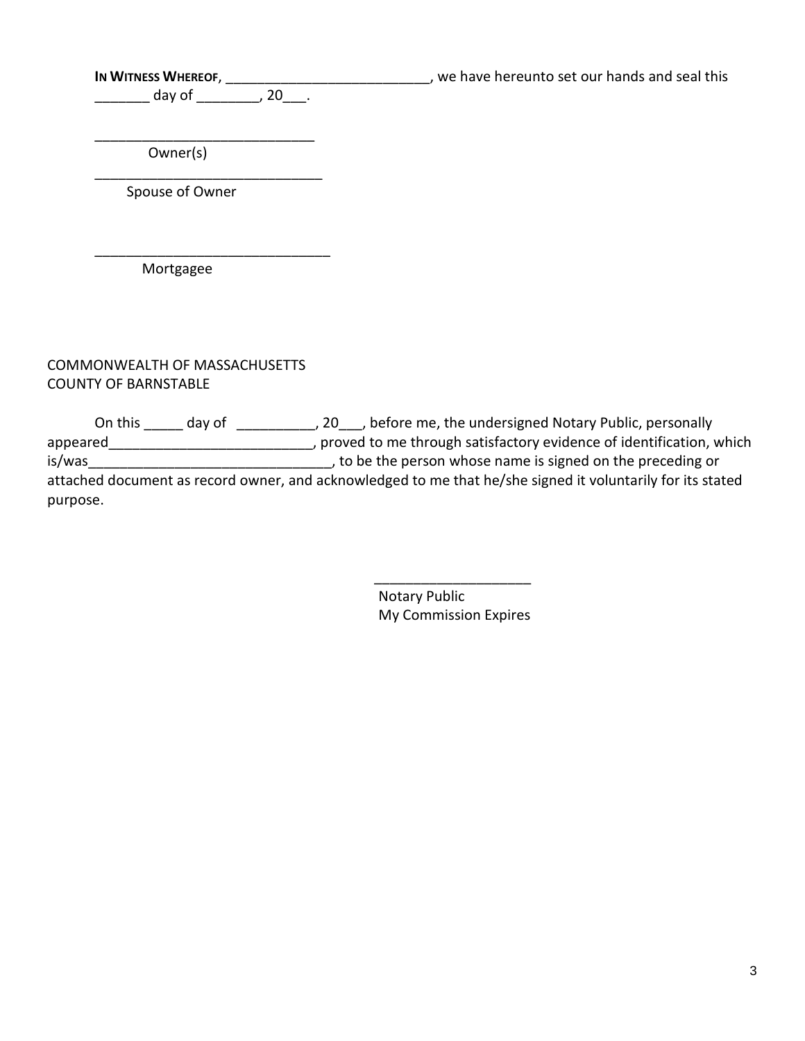**IN WITNESS WHEREOF**, ___________________________, we have hereunto set our hands and seal this _______ day of ________, 20___.

_____________________________
Owner(s)

______________________________
Spouse of Owner

_______________________________
Mortgagee

COMMONWEALTH OF MASSACHUSETTS
COUNTY OF BARNSTABLE

On this _____ day of __________, 20___, before me, the undersigned Notary Public, personally appeared___________________________, proved to me through satisfactory evidence of identification, which is/was________________________________, to be the person whose name is signed on the preceding or attached document as record owner, and acknowledged to me that he/she signed it voluntarily for its stated purpose.

____________________
Notary Public
My Commission Expires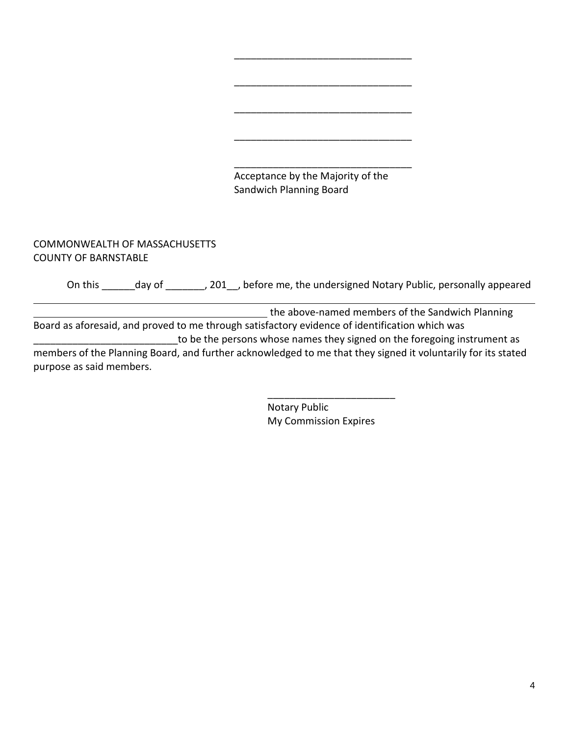\_\_\_\_\_\_\_\_\_\_\_\_\_\_\_\_\_\_\_\_\_\_\_\_\_\_\_\_\_\_\_\_

\_\_\_\_\_\_\_\_\_\_\_\_\_\_\_\_\_\_\_\_\_\_\_\_\_\_\_\_\_\_\_\_

\_\_\_\_\_\_\_\_\_\_\_\_\_\_\_\_\_\_\_\_\_\_\_\_\_\_\_\_\_\_\_\_

\_\_\_\_\_\_\_\_\_\_\_\_\_\_\_\_\_\_\_\_\_\_\_\_\_\_\_\_\_\_\_\_

\_\_\_\_\_\_\_\_\_\_\_\_\_\_\_\_\_\_\_\_\_\_\_\_\_\_\_\_\_\_\_\_
Acceptance by the Majority of the
Sandwich Planning Board

COMMONWEALTH OF MASSACHUSETTS
COUNTY OF BARNSTABLE

On this ______day of _______, 201__, before me, the undersigned Notary Public, personally appeared

\_\_\_\_\_\_\_\_\_\_\_\_\_\_\_\_\_\_\_\_\_\_\_\_\_\_\_\_\_\_\_\_\_\_\_\_\_\_\_\_\_\_\_\_ the above-named members of the Sandwich Planning Board as aforesaid, and proved to me through satisfactory evidence of identification which was __________________________to be the persons whose names they signed on the foregoing instrument as members of the Planning Board, and further acknowledged to me that they signed it voluntarily for its stated purpose as said members.

\_\_\_\_\_\_\_\_\_\_\_\_\_\_\_\_\_\_\_\_\_\_\_\_
Notary Public
My Commission Expires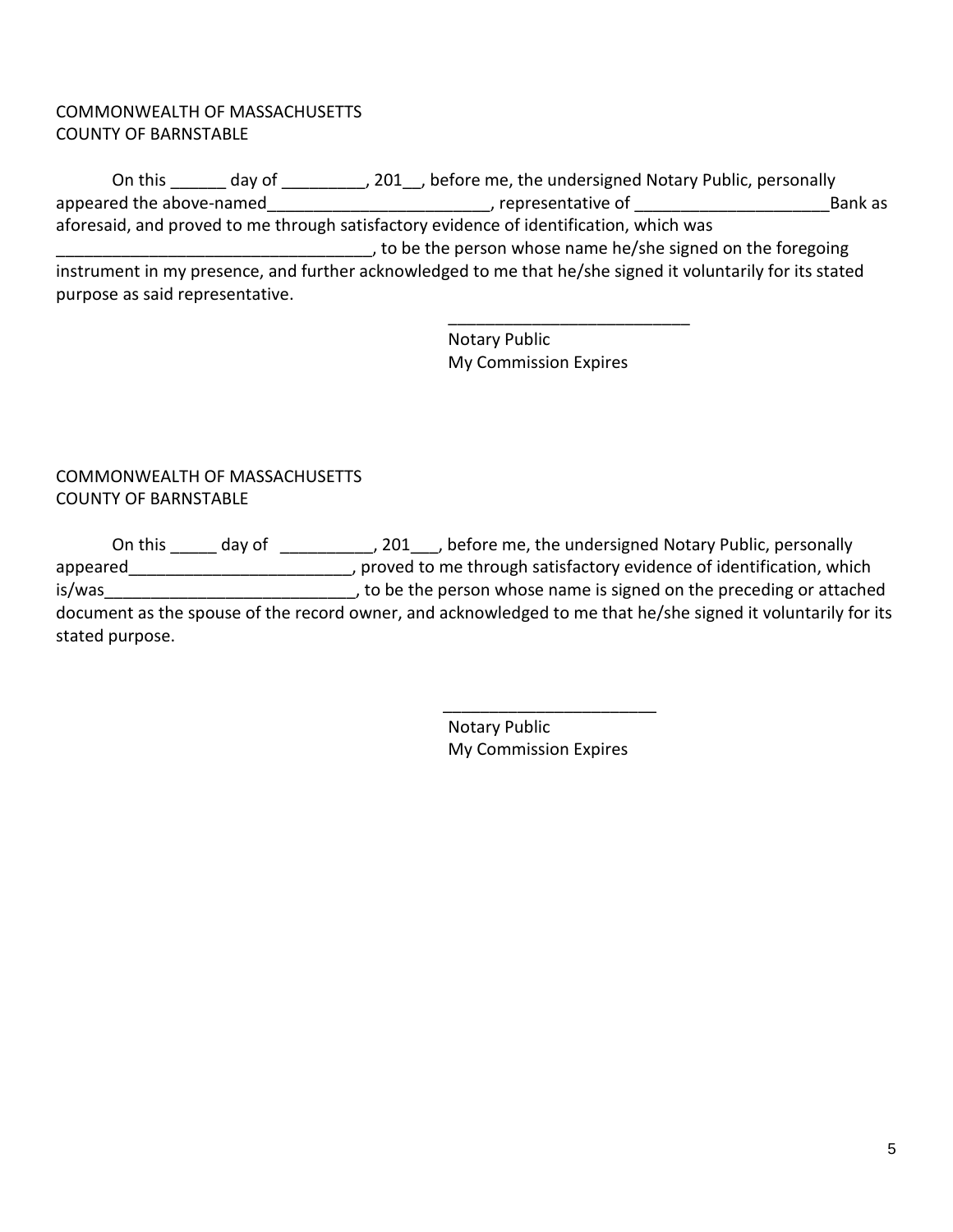COMMONWEALTH OF MASSACHUSETTS
COUNTY OF BARNSTABLE

On this ______ day of _________, 201__, before me, the undersigned Notary Public, personally appeared the above-named________________________, representative of _____________________Bank as aforesaid, and proved to me through satisfactory evidence of identification, which was _________________________________, to be the person whose name he/she signed on the foregoing instrument in my presence, and further acknowledged to me that he/she signed it voluntarily for its stated purpose as said representative.

__________________________
Notary Public
My Commission Expires

COMMONWEALTH OF MASSACHUSETTS
COUNTY OF BARNSTABLE

On this _____ day of __________, 201___, before me, the undersigned Notary Public, personally appeared________________________, proved to me through satisfactory evidence of identification, which is/was___________________________, to be the person whose name is signed on the preceding or attached document as the spouse of the record owner, and acknowledged to me that he/she signed it voluntarily for its stated purpose.

_______________________
Notary Public
My Commission Expires